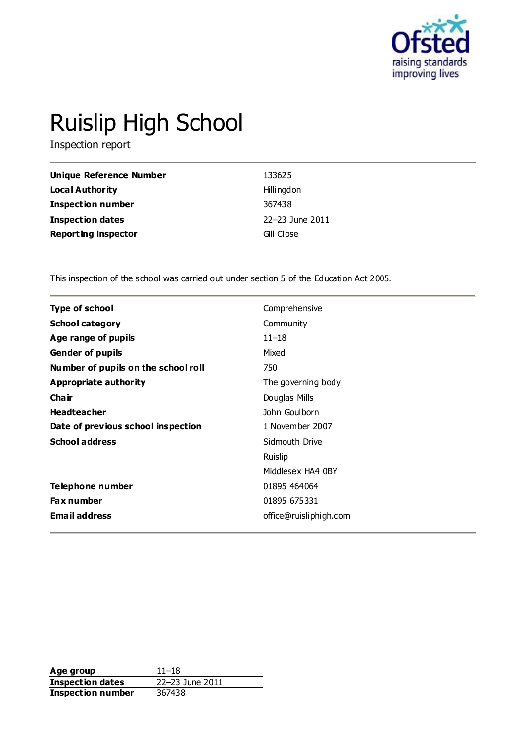# Ruislip High School

Inspection report

| | |
|---|---|
| **Unique Reference Number** | 133625 |
| **Local Authority** | Hillingdon |
| **Inspection number** | 367438 |
| **Inspection dates** | 22–23 June 2011 |
| **Reporting inspector** | Gill Close |

This inspection of the school was carried out under section 5 of the Education Act 2005.

| | |
|---|---|
| **Type of school** | Comprehensive |
| **School category** | Community |
| **Age range of pupils** | 11–18 |
| **Gender of pupils** | Mixed |
| **Number of pupils on the school roll** | 750 |
| **Appropriate authority** | The governing body |
| **Chair** | Douglas Mills |
| **Headteacher** | John Goulborn |
| **Date of previous school inspection** | 1 November 2007 |
| **School address** | Sidmouth Drive<br>Ruislip<br>Middlesex HA4 0BY |
| **Telephone number** | 01895 464064 |
| **Fax number** | 01895 675331 |
| **Email address** | office@ruisliphigh.com |

| | |
|---|---|
| **Age group** | 11–18 |
| **Inspection dates** | 22–23 June 2011 |
| **Inspection number** | 367438 |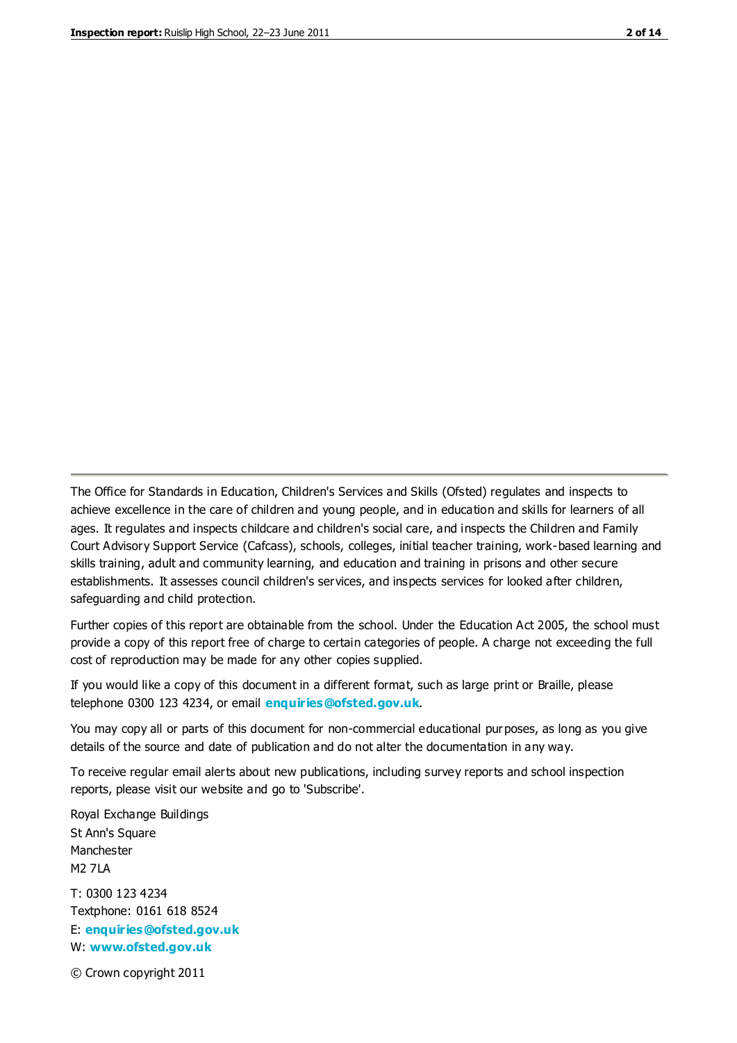The Office for Standards in Education, Children's Services and Skills (Ofsted) regulates and inspects to achieve excellence in the care of children and young people, and in education and skills for learners of all ages. It regulates and inspects childcare and children's social care, and inspects the Children and Family Court Advisory Support Service (Cafcass), schools, colleges, initial teacher training, work-based learning and skills training, adult and community learning, and education and training in prisons and other secure establishments. It assesses council children's services, and inspects services for looked after children, safeguarding and child protection.

Further copies of this report are obtainable from the school. Under the Education Act 2005, the school must provide a copy of this report free of charge to certain categories of people. A charge not exceeding the full cost of reproduction may be made for any other copies supplied.

If you would like a copy of this document in a different format, such as large print or Braille, please telephone 0300 123 4234, or email **enquiries@ofsted.gov.uk**.

You may copy all or parts of this document for non-commercial educational purposes, as long as you give details of the source and date of publication and do not alter the documentation in any way.

To receive regular email alerts about new publications, including survey reports and school inspection reports, please visit our website and go to 'Subscribe'.

Royal Exchange Buildings
St Ann's Square
Manchester
M2 7LA

T: 0300 123 4234
Textphone: 0161 618 8524
E: **enquiries@ofsted.gov.uk**
W: **www.ofsted.gov.uk**

© Crown copyright 2011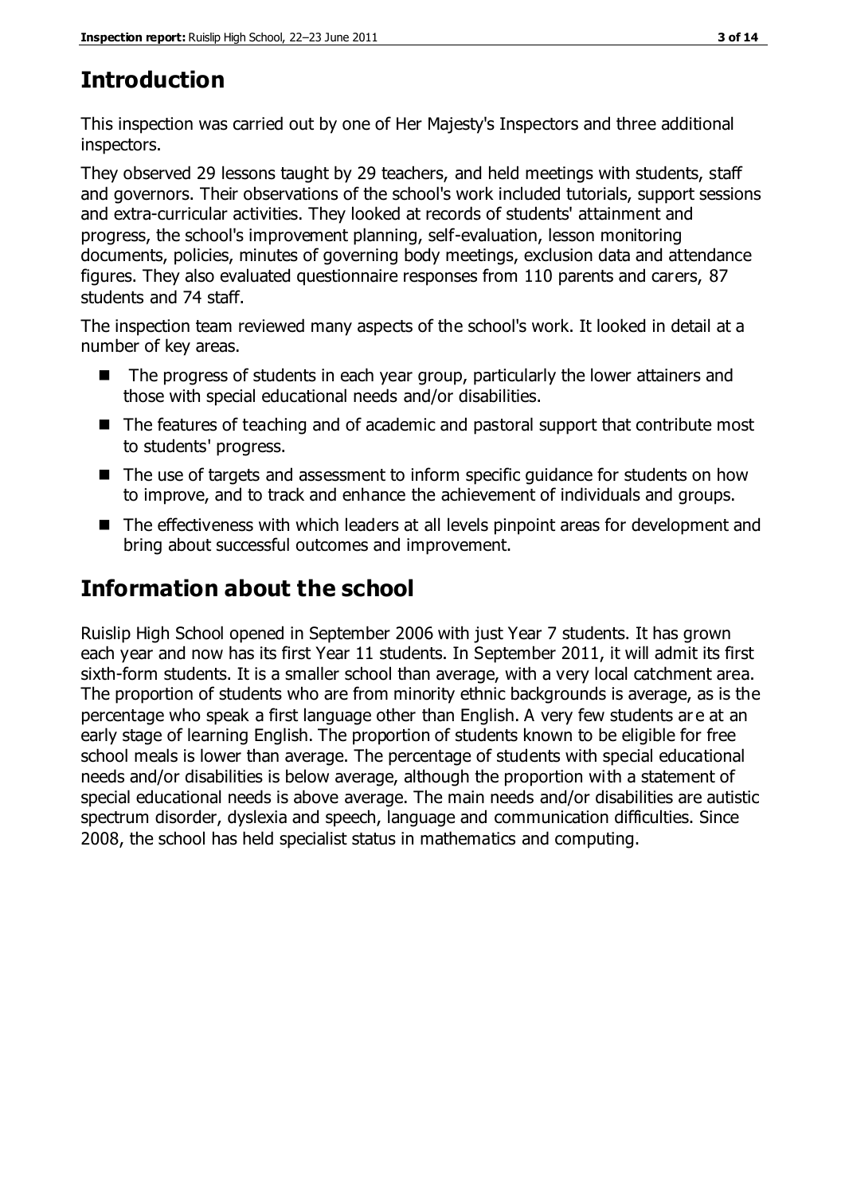# Introduction

This inspection was carried out by one of Her Majesty's Inspectors and three additional inspectors.

They observed 29 lessons taught by 29 teachers, and held meetings with students, staff and governors. Their observations of the school's work included tutorials, support sessions and extra-curricular activities. They looked at records of students' attainment and progress, the school's improvement planning, self-evaluation, lesson monitoring documents, policies, minutes of governing body meetings, exclusion data and attendance figures. They also evaluated questionnaire responses from 110 parents and carers, 87 students and 74 staff.

The inspection team reviewed many aspects of the school's work. It looked in detail at a number of key areas.

- The progress of students in each year group, particularly the lower attainers and those with special educational needs and/or disabilities.
- The features of teaching and of academic and pastoral support that contribute most to students' progress.
- The use of targets and assessment to inform specific guidance for students on how to improve, and to track and enhance the achievement of individuals and groups.
- The effectiveness with which leaders at all levels pinpoint areas for development and bring about successful outcomes and improvement.

# Information about the school

Ruislip High School opened in September 2006 with just Year 7 students. It has grown each year and now has its first Year 11 students. In September 2011, it will admit its first sixth-form students. It is a smaller school than average, with a very local catchment area. The proportion of students who are from minority ethnic backgrounds is average, as is the percentage who speak a first language other than English. A very few students are at an early stage of learning English. The proportion of students known to be eligible for free school meals is lower than average. The percentage of students with special educational needs and/or disabilities is below average, although the proportion with a statement of special educational needs is above average. The main needs and/or disabilities are autistic spectrum disorder, dyslexia and speech, language and communication difficulties. Since 2008, the school has held specialist status in mathematics and computing.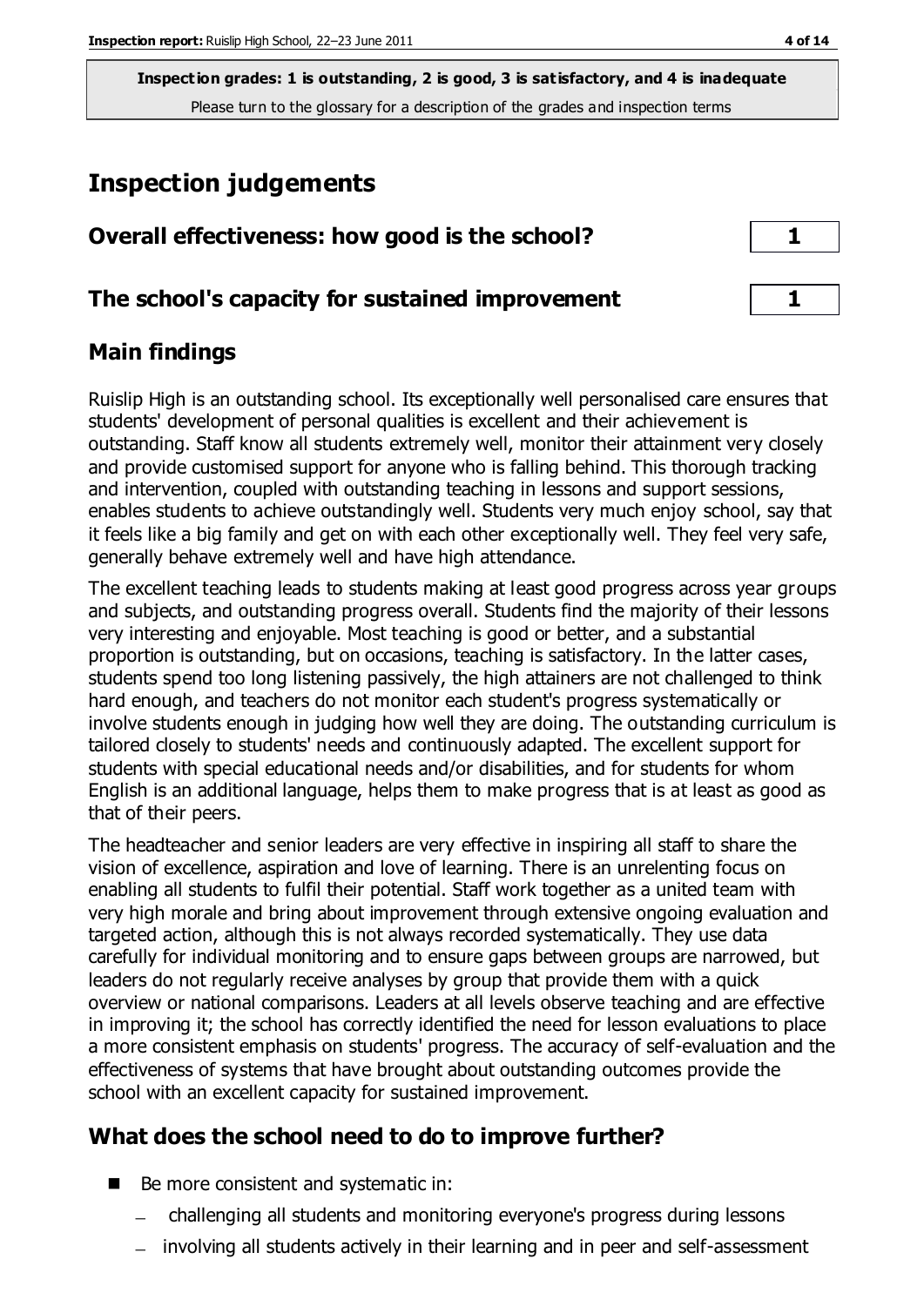**Inspection grades: 1 is outstanding, 2 is good, 3 is satisfactory, and 4 is inadequate**
Please turn to the glossary for a description of the grades and inspection terms

# Inspection judgements

| | |
|---|---|
| **Overall effectiveness: how good is the school?** | **1** |
| **The school's capacity for sustained improvement** | **1** |

## Main findings

Ruislip High is an outstanding school. Its exceptionally well personalised care ensures that students' development of personal qualities is excellent and their achievement is outstanding. Staff know all students extremely well, monitor their attainment very closely and provide customised support for anyone who is falling behind. This thorough tracking and intervention, coupled with outstanding teaching in lessons and support sessions, enables students to achieve outstandingly well. Students very much enjoy school, say that it feels like a big family and get on with each other exceptionally well. They feel very safe, generally behave extremely well and have high attendance.

The excellent teaching leads to students making at least good progress across year groups and subjects, and outstanding progress overall. Students find the majority of their lessons very interesting and enjoyable. Most teaching is good or better, and a substantial proportion is outstanding, but on occasions, teaching is satisfactory. In the latter cases, students spend too long listening passively, the high attainers are not challenged to think hard enough, and teachers do not monitor each student's progress systematically or involve students enough in judging how well they are doing. The outstanding curriculum is tailored closely to students' needs and continuously adapted. The excellent support for students with special educational needs and/or disabilities, and for students for whom English is an additional language, helps them to make progress that is at least as good as that of their peers.

The headteacher and senior leaders are very effective in inspiring all staff to share the vision of excellence, aspiration and love of learning. There is an unrelenting focus on enabling all students to fulfil their potential. Staff work together as a united team with very high morale and bring about improvement through extensive ongoing evaluation and targeted action, although this is not always recorded systematically. They use data carefully for individual monitoring and to ensure gaps between groups are narrowed, but leaders do not regularly receive analyses by group that provide them with a quick overview or national comparisons. Leaders at all levels observe teaching and are effective in improving it; the school has correctly identified the need for lesson evaluations to place a more consistent emphasis on students' progress. The accuracy of self-evaluation and the effectiveness of systems that have brought about outstanding outcomes provide the school with an excellent capacity for sustained improvement.

## What does the school need to do to improve further?

- Be more consistent and systematic in:
  - challenging all students and monitoring everyone's progress during lessons
  - involving all students actively in their learning and in peer and self-assessment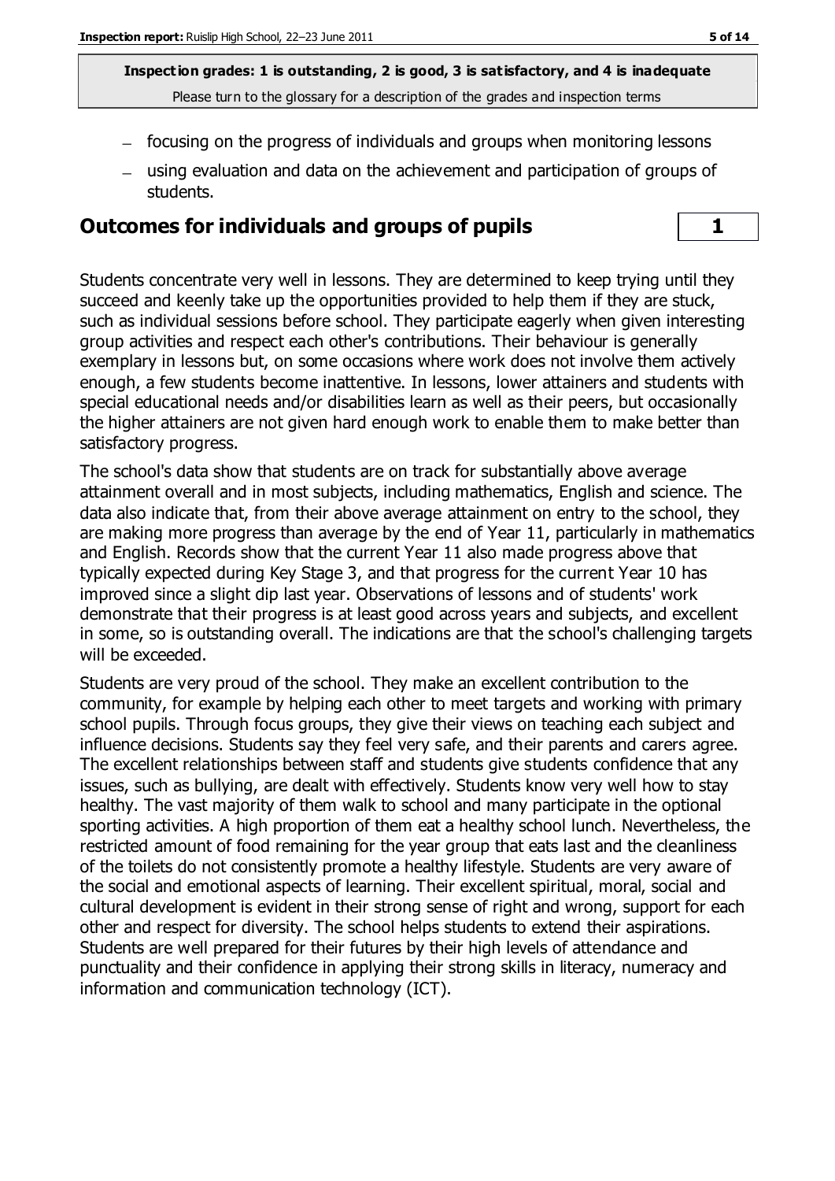- focusing on the progress of individuals and groups when monitoring lessons
- using evaluation and data on the achievement and participation of groups of students.

## Outcomes for individuals and groups of pupils — 1

Students concentrate very well in lessons. They are determined to keep trying until they succeed and keenly take up the opportunities provided to help them if they are stuck, such as individual sessions before school. They participate eagerly when given interesting group activities and respect each other's contributions. Their behaviour is generally exemplary in lessons but, on some occasions where work does not involve them actively enough, a few students become inattentive. In lessons, lower attainers and students with special educational needs and/or disabilities learn as well as their peers, but occasionally the higher attainers are not given hard enough work to enable them to make better than satisfactory progress.

The school's data show that students are on track for substantially above average attainment overall and in most subjects, including mathematics, English and science. The data also indicate that, from their above average attainment on entry to the school, they are making more progress than average by the end of Year 11, particularly in mathematics and English. Records show that the current Year 11 also made progress above that typically expected during Key Stage 3, and that progress for the current Year 10 has improved since a slight dip last year. Observations of lessons and of students' work demonstrate that their progress is at least good across years and subjects, and excellent in some, so is outstanding overall. The indications are that the school's challenging targets will be exceeded.

Students are very proud of the school. They make an excellent contribution to the community, for example by helping each other to meet targets and working with primary school pupils. Through focus groups, they give their views on teaching each subject and influence decisions. Students say they feel very safe, and their parents and carers agree. The excellent relationships between staff and students give students confidence that any issues, such as bullying, are dealt with effectively. Students know very well how to stay healthy. The vast majority of them walk to school and many participate in the optional sporting activities. A high proportion of them eat a healthy school lunch. Nevertheless, the restricted amount of food remaining for the year group that eats last and the cleanliness of the toilets do not consistently promote a healthy lifestyle. Students are very aware of the social and emotional aspects of learning. Their excellent spiritual, moral, social and cultural development is evident in their strong sense of right and wrong, support for each other and respect for diversity. The school helps students to extend their aspirations. Students are well prepared for their futures by their high levels of attendance and punctuality and their confidence in applying their strong skills in literacy, numeracy and information and communication technology (ICT).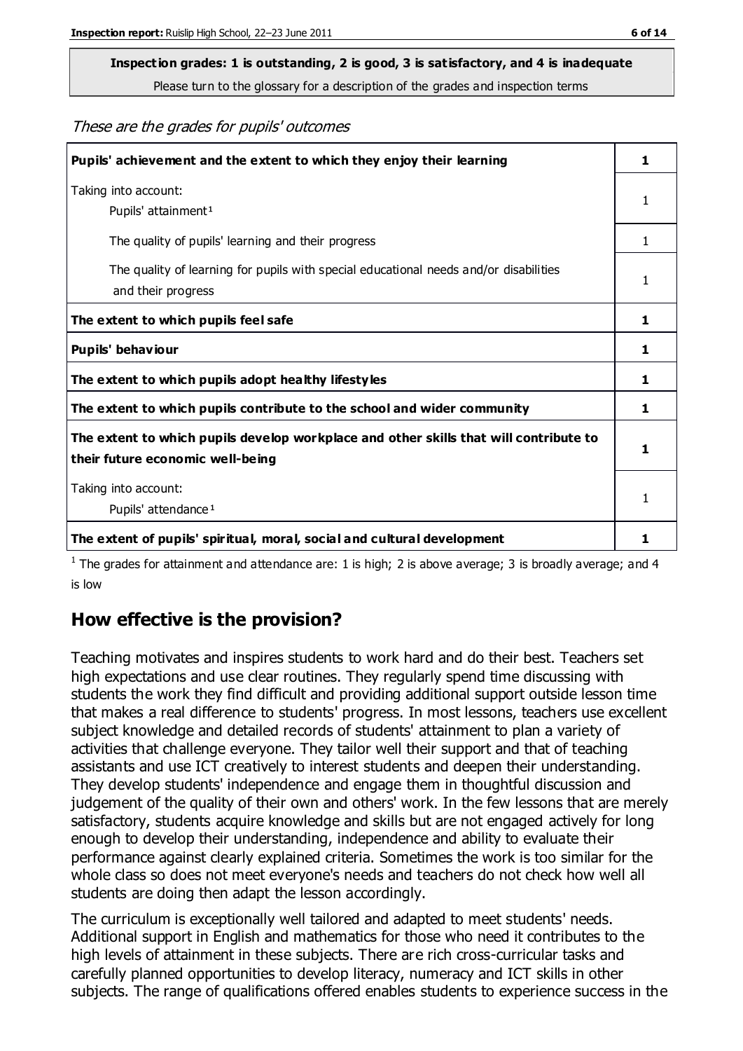**Inspection grades: 1 is outstanding, 2 is good, 3 is satisfactory, and 4 is inadequate**

Please turn to the glossary for a description of the grades and inspection terms

*These are the grades for pupils' outcomes*

| | |
|---|---|
| **Pupils' achievement and the extent to which they enjoy their learning** | **1** |
| Taking into account: Pupils' attainment[1] | 1 |
| The quality of pupils' learning and their progress | 1 |
| The quality of learning for pupils with special educational needs and/or disabilities and their progress | 1 |
| **The extent to which pupils feel safe** | **1** |
| **Pupils' behaviour** | **1** |
| **The extent to which pupils adopt healthy lifestyles** | **1** |
| **The extent to which pupils contribute to the school and wider community** | **1** |
| **The extent to which pupils develop workplace and other skills that will contribute to their future economic well-being** | **1** |
| Taking into account: Pupils' attendance[1] | 1 |
| **The extent of pupils' spiritual, moral, social and cultural development** | **1** |

[1] The grades for attainment and attendance are: 1 is high; 2 is above average; 3 is broadly average; and 4 is low

## How effective is the provision?

Teaching motivates and inspires students to work hard and do their best. Teachers set high expectations and use clear routines. They regularly spend time discussing with students the work they find difficult and providing additional support outside lesson time that makes a real difference to students' progress. In most lessons, teachers use excellent subject knowledge and detailed records of students' attainment to plan a variety of activities that challenge everyone. They tailor well their support and that of teaching assistants and use ICT creatively to interest students and deepen their understanding. They develop students' independence and engage them in thoughtful discussion and judgement of the quality of their own and others' work. In the few lessons that are merely satisfactory, students acquire knowledge and skills but are not engaged actively for long enough to develop their understanding, independence and ability to evaluate their performance against clearly explained criteria. Sometimes the work is too similar for the whole class so does not meet everyone's needs and teachers do not check how well all students are doing then adapt the lesson accordingly.

The curriculum is exceptionally well tailored and adapted to meet students' needs. Additional support in English and mathematics for those who need it contributes to the high levels of attainment in these subjects. There are rich cross-curricular tasks and carefully planned opportunities to develop literacy, numeracy and ICT skills in other subjects. The range of qualifications offered enables students to experience success in the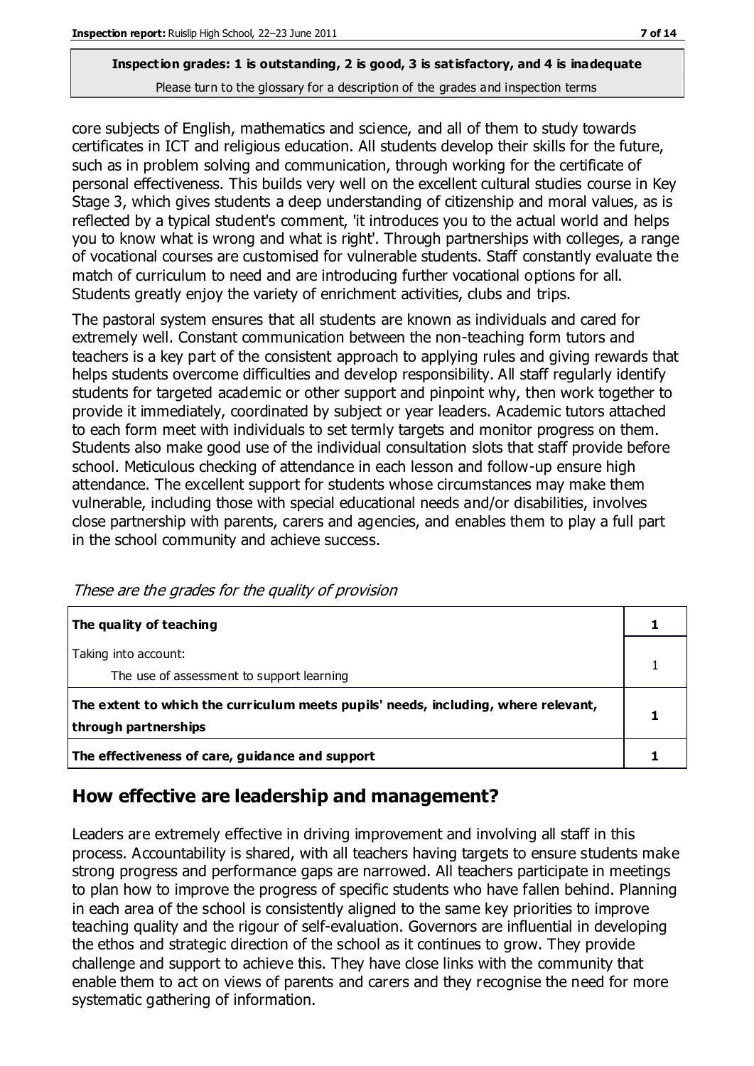**Inspection grades: 1 is outstanding, 2 is good, 3 is satisfactory, and 4 is inadequate**
Please turn to the glossary for a description of the grades and inspection terms

core subjects of English, mathematics and science, and all of them to study towards certificates in ICT and religious education. All students develop their skills for the future, such as in problem solving and communication, through working for the certificate of personal effectiveness. This builds very well on the excellent cultural studies course in Key Stage 3, which gives students a deep understanding of citizenship and moral values, as is reflected by a typical student's comment, 'it introduces you to the actual world and helps you to know what is wrong and what is right'. Through partnerships with colleges, a range of vocational courses are customised for vulnerable students. Staff constantly evaluate the match of curriculum to need and are introducing further vocational options for all. Students greatly enjoy the variety of enrichment activities, clubs and trips.

The pastoral system ensures that all students are known as individuals and cared for extremely well. Constant communication between the non-teaching form tutors and teachers is a key part of the consistent approach to applying rules and giving rewards that helps students overcome difficulties and develop responsibility. All staff regularly identify students for targeted academic or other support and pinpoint why, then work together to provide it immediately, coordinated by subject or year leaders. Academic tutors attached to each form meet with individuals to set termly targets and monitor progress on them. Students also make good use of the individual consultation slots that staff provide before school. Meticulous checking of attendance in each lesson and follow-up ensure high attendance. The excellent support for students whose circumstances may make them vulnerable, including those with special educational needs and/or disabilities, involves close partnership with parents, carers and agencies, and enables them to play a full part in the school community and achieve success.

*These are the grades for the quality of provision*

| | |
|---|---|
| **The quality of teaching** | **1** |
| Taking into account:<br>The use of assessment to support learning | 1 |
| **The extent to which the curriculum meets pupils' needs, including, where relevant, through partnerships** | **1** |
| **The effectiveness of care, guidance and support** | **1** |

## How effective are leadership and management?

Leaders are extremely effective in driving improvement and involving all staff in this process. Accountability is shared, with all teachers having targets to ensure students make strong progress and performance gaps are narrowed. All teachers participate in meetings to plan how to improve the progress of specific students who have fallen behind. Planning in each area of the school is consistently aligned to the same key priorities to improve teaching quality and the rigour of self-evaluation. Governors are influential in developing the ethos and strategic direction of the school as it continues to grow. They provide challenge and support to achieve this. They have close links with the community that enable them to act on views of parents and carers and they recognise the need for more systematic gathering of information.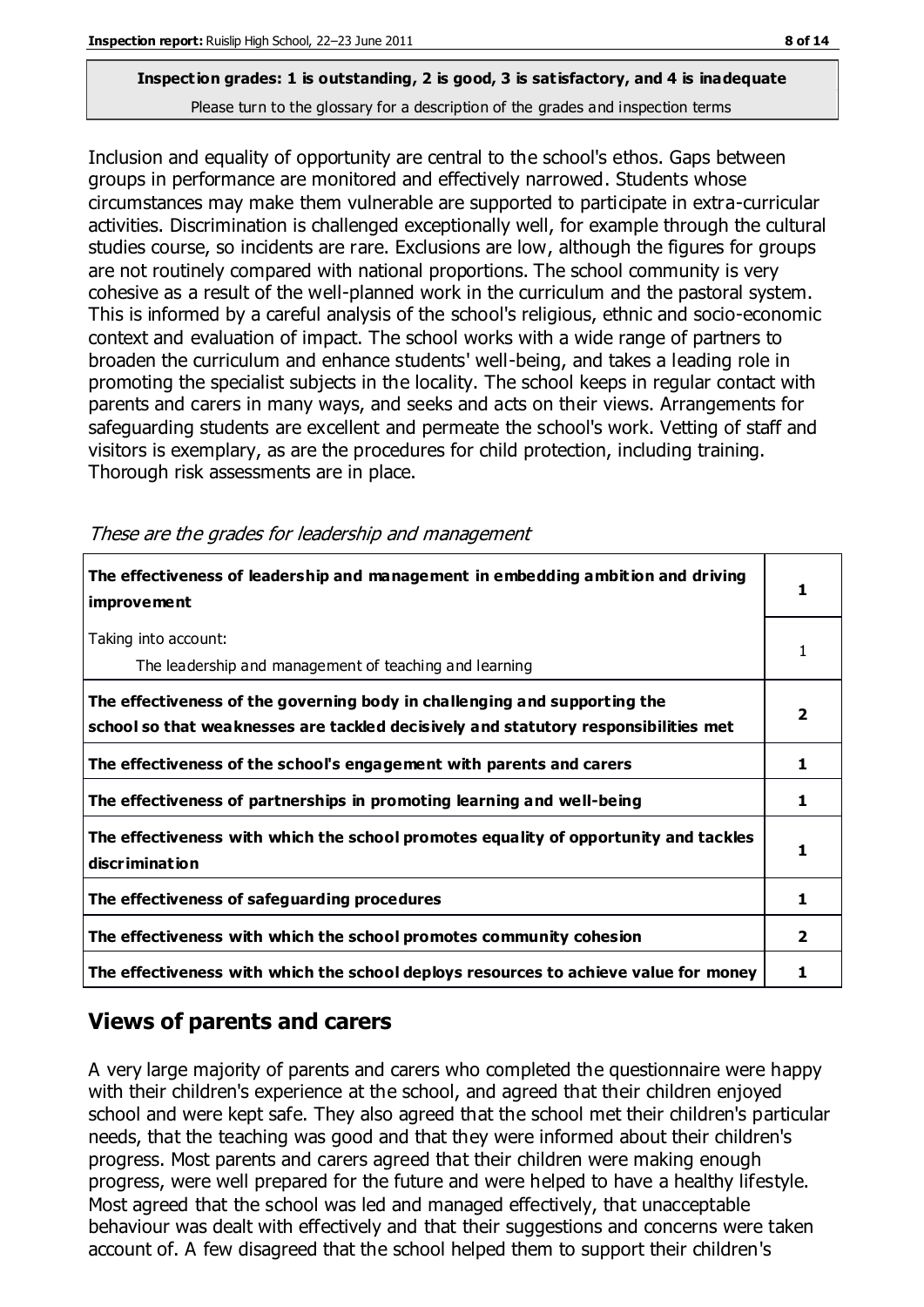**Inspection grades: 1 is outstanding, 2 is good, 3 is satisfactory, and 4 is inadequate**
Please turn to the glossary for a description of the grades and inspection terms

Inclusion and equality of opportunity are central to the school's ethos. Gaps between groups in performance are monitored and effectively narrowed. Students whose circumstances may make them vulnerable are supported to participate in extra-curricular activities. Discrimination is challenged exceptionally well, for example through the cultural studies course, so incidents are rare. Exclusions are low, although the figures for groups are not routinely compared with national proportions. The school community is very cohesive as a result of the well-planned work in the curriculum and the pastoral system. This is informed by a careful analysis of the school's religious, ethnic and socio-economic context and evaluation of impact. The school works with a wide range of partners to broaden the curriculum and enhance students' well-being, and takes a leading role in promoting the specialist subjects in the locality. The school keeps in regular contact with parents and carers in many ways, and seeks and acts on their views. Arrangements for safeguarding students are excellent and permeate the school's work. Vetting of staff and visitors is exemplary, as are the procedures for child protection, including training. Thorough risk assessments are in place.

*These are the grades for leadership and management*

| | |
|---|---|
| **The effectiveness of leadership and management in embedding ambition and driving improvement** | **1** |
| Taking into account: The leadership and management of teaching and learning | 1 |
| **The effectiveness of the governing body in challenging and supporting the school so that weaknesses are tackled decisively and statutory responsibilities met** | **2** |
| **The effectiveness of the school's engagement with parents and carers** | **1** |
| **The effectiveness of partnerships in promoting learning and well-being** | **1** |
| **The effectiveness with which the school promotes equality of opportunity and tackles discrimination** | **1** |
| **The effectiveness of safeguarding procedures** | **1** |
| **The effectiveness with which the school promotes community cohesion** | **2** |
| **The effectiveness with which the school deploys resources to achieve value for money** | **1** |

## Views of parents and carers

A very large majority of parents and carers who completed the questionnaire were happy with their children's experience at the school, and agreed that their children enjoyed school and were kept safe. They also agreed that the school met their children's particular needs, that the teaching was good and that they were informed about their children's progress. Most parents and carers agreed that their children were making enough progress, were well prepared for the future and were helped to have a healthy lifestyle. Most agreed that the school was led and managed effectively, that unacceptable behaviour was dealt with effectively and that their suggestions and concerns were taken account of. A few disagreed that the school helped them to support their children's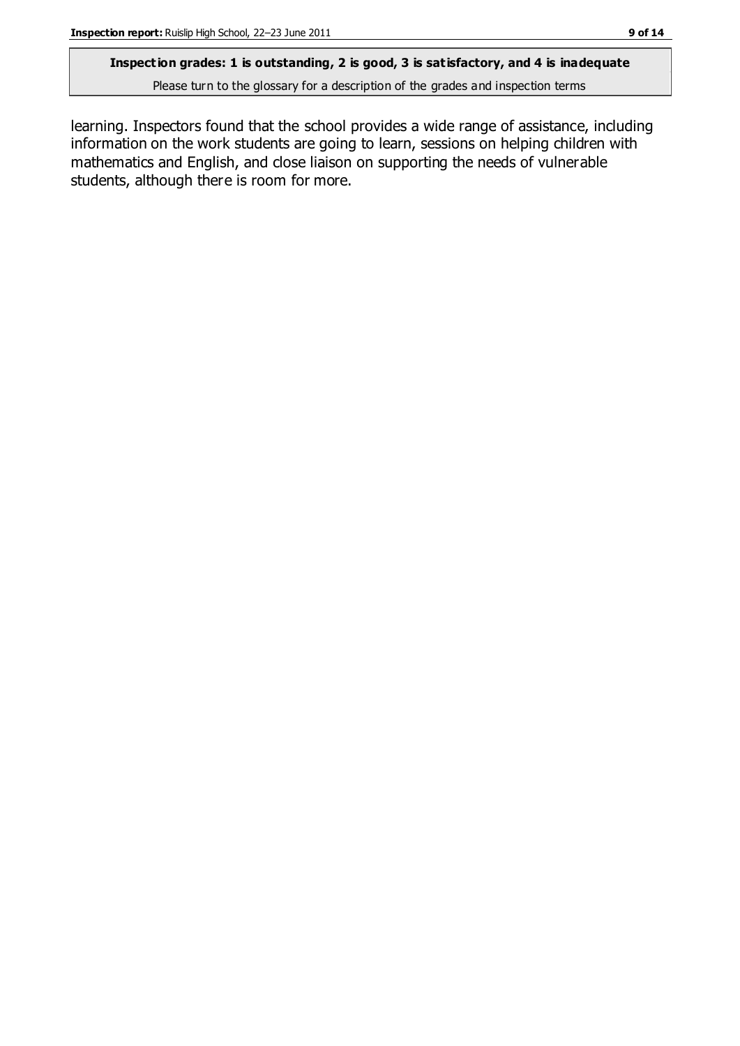learning. Inspectors found that the school provides a wide range of assistance, including information on the work students are going to learn, sessions on helping children with mathematics and English, and close liaison on supporting the needs of vulnerable students, although there is room for more.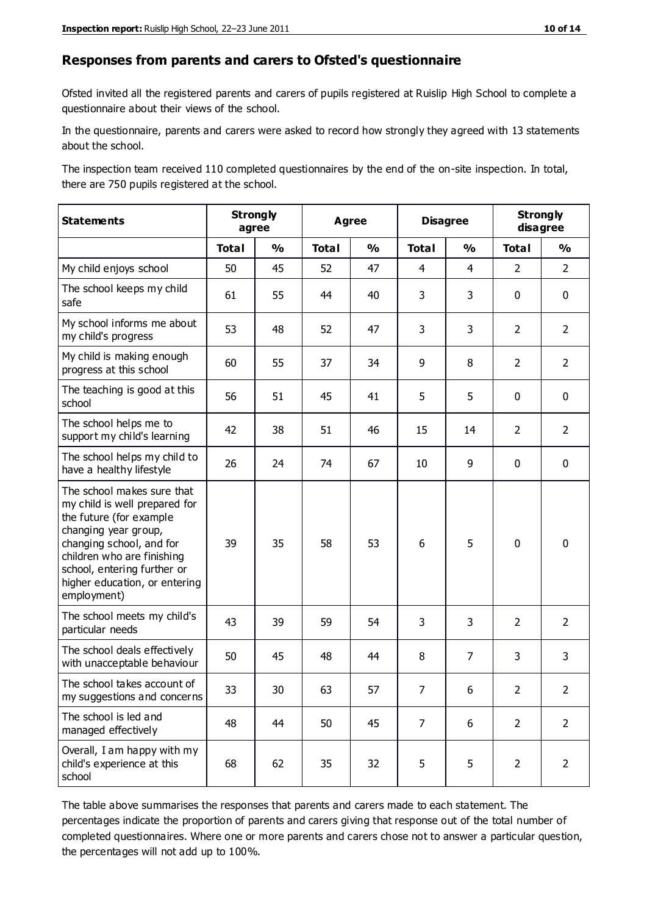## Responses from parents and carers to Ofsted's questionnaire

Ofsted invited all the registered parents and carers of pupils registered at Ruislip High School to complete a questionnaire about their views of the school.

In the questionnaire, parents and carers were asked to record how strongly they agreed with 13 statements about the school.

The inspection team received 110 completed questionnaires by the end of the on-site inspection. In total, there are 750 pupils registered at the school.

| Statements | Strongly agree | | Agree | | Disagree | | Strongly disagree | |
|---|---|---|---|---|---|---|---|---|
| | Total | % | Total | % | Total | % | Total | % |
| My child enjoys school | 50 | 45 | 52 | 47 | 4 | 4 | 2 | 2 |
| The school keeps my child safe | 61 | 55 | 44 | 40 | 3 | 3 | 0 | 0 |
| My school informs me about my child's progress | 53 | 48 | 52 | 47 | 3 | 3 | 2 | 2 |
| My child is making enough progress at this school | 60 | 55 | 37 | 34 | 9 | 8 | 2 | 2 |
| The teaching is good at this school | 56 | 51 | 45 | 41 | 5 | 5 | 0 | 0 |
| The school helps me to support my child's learning | 42 | 38 | 51 | 46 | 15 | 14 | 2 | 2 |
| The school helps my child to have a healthy lifestyle | 26 | 24 | 74 | 67 | 10 | 9 | 0 | 0 |
| The school makes sure that my child is well prepared for the future (for example changing year group, changing school, and for children who are finishing school, entering further or higher education, or entering employment) | 39 | 35 | 58 | 53 | 6 | 5 | 0 | 0 |
| The school meets my child's particular needs | 43 | 39 | 59 | 54 | 3 | 3 | 2 | 2 |
| The school deals effectively with unacceptable behaviour | 50 | 45 | 48 | 44 | 8 | 7 | 3 | 3 |
| The school takes account of my suggestions and concerns | 33 | 30 | 63 | 57 | 7 | 6 | 2 | 2 |
| The school is led and managed effectively | 48 | 44 | 50 | 45 | 7 | 6 | 2 | 2 |
| Overall, I am happy with my child's experience at this school | 68 | 62 | 35 | 32 | 5 | 5 | 2 | 2 |

The table above summarises the responses that parents and carers made to each statement. The percentages indicate the proportion of parents and carers giving that response out of the total number of completed questionnaires. Where one or more parents and carers chose not to answer a particular question, the percentages will not add up to 100%.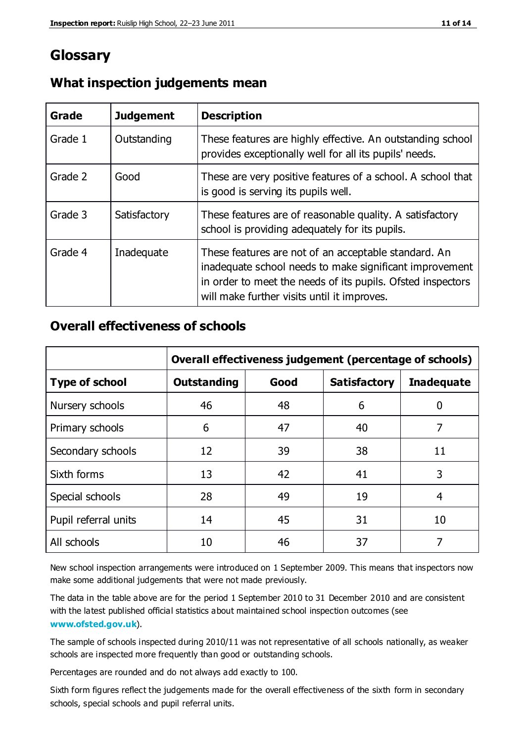# Glossary

## What inspection judgements mean

| Grade | Judgement | Description |
|---|---|---|
| Grade 1 | Outstanding | These features are highly effective. An outstanding school provides exceptionally well for all its pupils' needs. |
| Grade 2 | Good | These are very positive features of a school. A school that is good is serving its pupils well. |
| Grade 3 | Satisfactory | These features are of reasonable quality. A satisfactory school is providing adequately for its pupils. |
| Grade 4 | Inadequate | These features are not of an acceptable standard. An inadequate school needs to make significant improvement in order to meet the needs of its pupils. Ofsted inspectors will make further visits until it improves. |

## Overall effectiveness of schools

| | Overall effectiveness judgement (percentage of schools) | | | |
|---|---|---|---|---|
| **Type of school** | **Outstanding** | **Good** | **Satisfactory** | **Inadequate** |
| Nursery schools | 46 | 48 | 6 | 0 |
| Primary schools | 6 | 47 | 40 | 7 |
| Secondary schools | 12 | 39 | 38 | 11 |
| Sixth forms | 13 | 42 | 41 | 3 |
| Special schools | 28 | 49 | 19 | 4 |
| Pupil referral units | 14 | 45 | 31 | 10 |
| All schools | 10 | 46 | 37 | 7 |

New school inspection arrangements were introduced on 1 September 2009. This means that inspectors now make some additional judgements that were not made previously.

The data in the table above are for the period 1 September 2010 to 31 December 2010 and are consistent with the latest published official statistics about maintained school inspection outcomes (see **www.ofsted.gov.uk**).

The sample of schools inspected during 2010/11 was not representative of all schools nationally, as weaker schools are inspected more frequently than good or outstanding schools.

Percentages are rounded and do not always add exactly to 100.

Sixth form figures reflect the judgements made for the overall effectiveness of the sixth form in secondary schools, special schools and pupil referral units.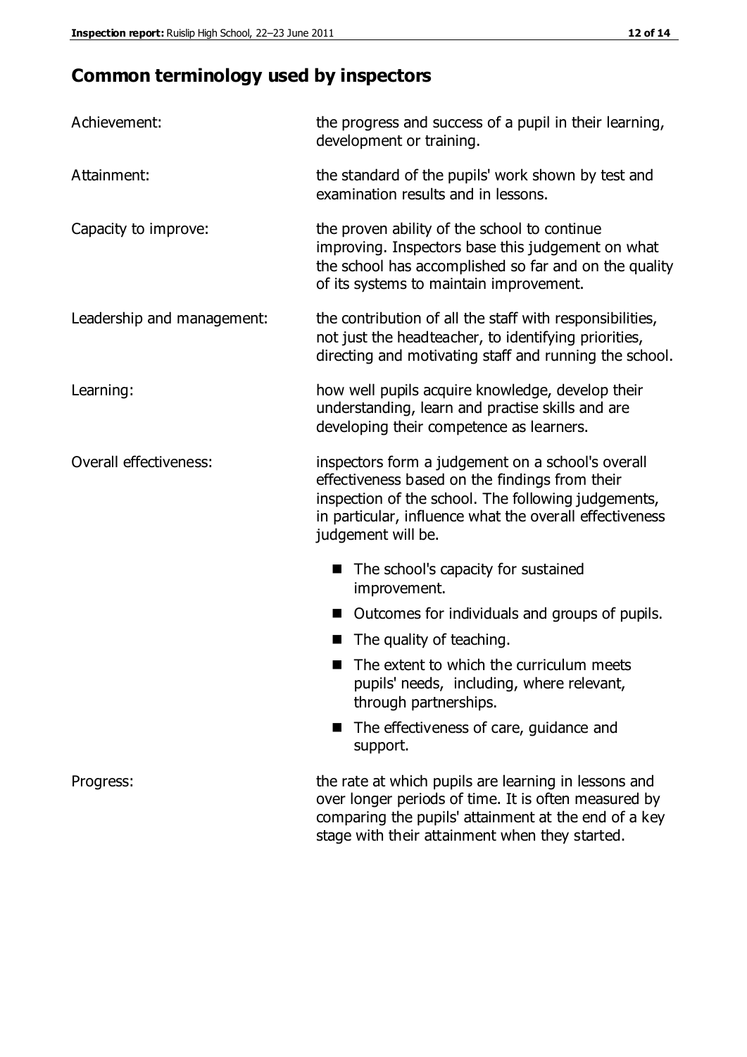## Common terminology used by inspectors

| | |
|---|---|
| Achievement: | the progress and success of a pupil in their learning, development or training. |
| Attainment: | the standard of the pupils' work shown by test and examination results and in lessons. |
| Capacity to improve: | the proven ability of the school to continue improving. Inspectors base this judgement on what the school has accomplished so far and on the quality of its systems to maintain improvement. |
| Leadership and management: | the contribution of all the staff with responsibilities, not just the headteacher, to identifying priorities, directing and motivating staff and running the school. |
| Learning: | how well pupils acquire knowledge, develop their understanding, learn and practise skills and are developing their competence as learners. |
| Overall effectiveness: | inspectors form a judgement on a school's overall effectiveness based on the findings from their inspection of the school. The following judgements, in particular, influence what the overall effectiveness judgement will be. |

- The school's capacity for sustained improvement.
- Outcomes for individuals and groups of pupils.
- The quality of teaching.
- The extent to which the curriculum meets pupils' needs, including, where relevant, through partnerships.
- The effectiveness of care, guidance and support.

| | |
|---|---|
| Progress: | the rate at which pupils are learning in lessons and over longer periods of time. It is often measured by comparing the pupils' attainment at the end of a key stage with their attainment when they started. |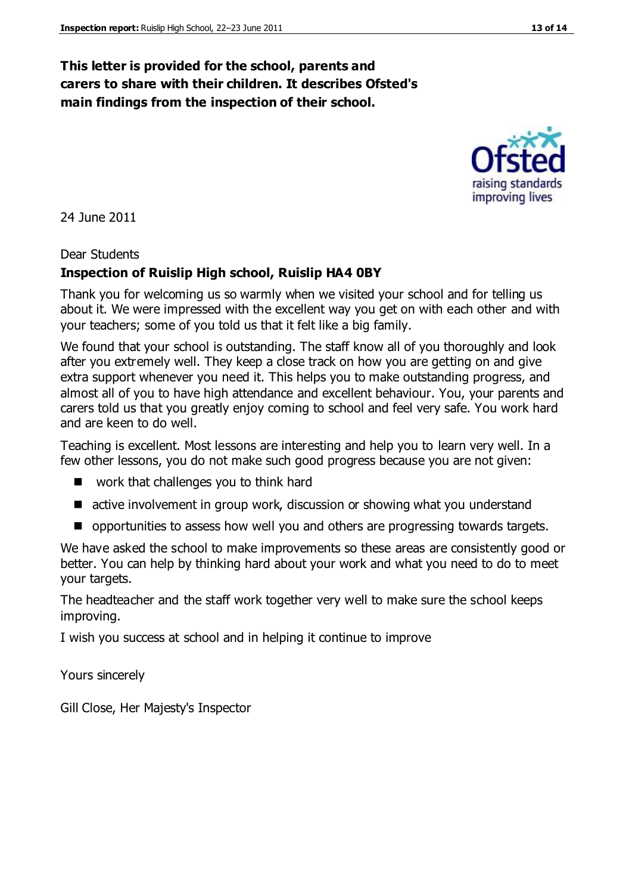**This letter is provided for the school, parents and carers to share with their children. It describes Ofsted's main findings from the inspection of their school.**

24 June 2011

Dear Students

**Inspection of Ruislip High school, Ruislip HA4 0BY**

Thank you for welcoming us so warmly when we visited your school and for telling us about it. We were impressed with the excellent way you get on with each other and with your teachers; some of you told us that it felt like a big family.

We found that your school is outstanding. The staff know all of you thoroughly and look after you extremely well. They keep a close track on how you are getting on and give extra support whenever you need it. This helps you to make outstanding progress, and almost all of you to have high attendance and excellent behaviour. You, your parents and carers told us that you greatly enjoy coming to school and feel very safe. You work hard and are keen to do well.

Teaching is excellent. Most lessons are interesting and help you to learn very well. In a few other lessons, you do not make such good progress because you are not given:

- work that challenges you to think hard
- active involvement in group work, discussion or showing what you understand
- opportunities to assess how well you and others are progressing towards targets.

We have asked the school to make improvements so these areas are consistently good or better. You can help by thinking hard about your work and what you need to do to meet your targets.

The headteacher and the staff work together very well to make sure the school keeps improving.

I wish you success at school and in helping it continue to improve

Yours sincerely

Gill Close, Her Majesty's Inspector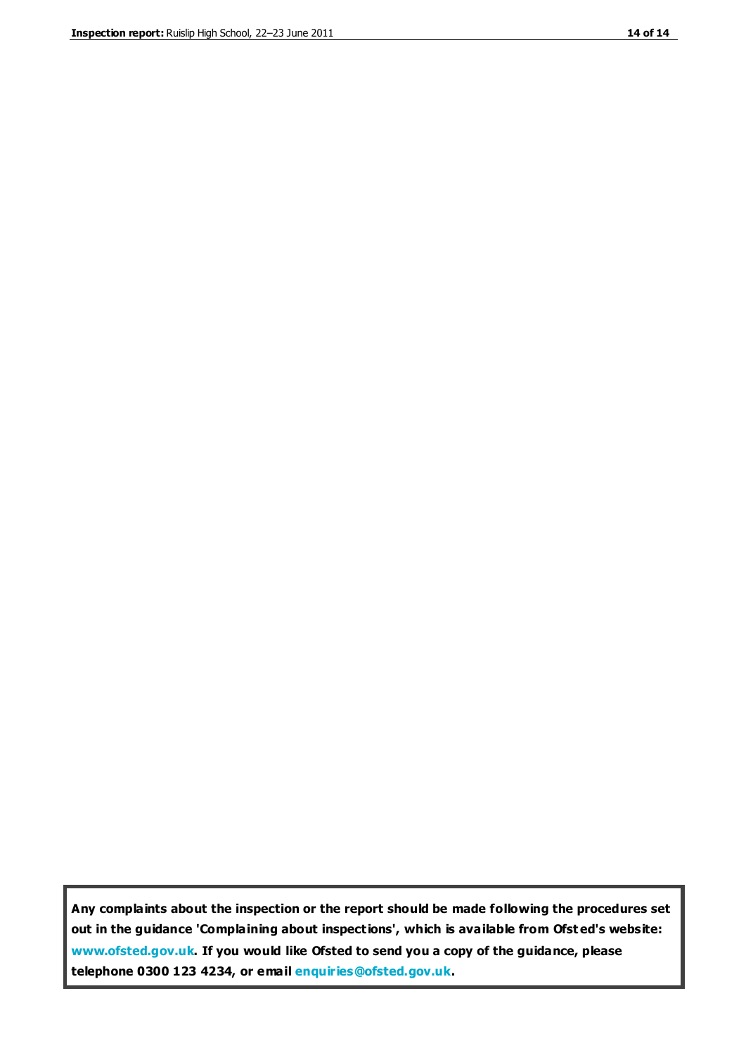**Any complaints about the inspection or the report should be made following the procedures set out in the guidance 'Complaining about inspections', which is available from Ofsted's website: www.ofsted.gov.uk. If you would like Ofsted to send you a copy of the guidance, please telephone 0300 123 4234, or email enquiries@ofsted.gov.uk.**